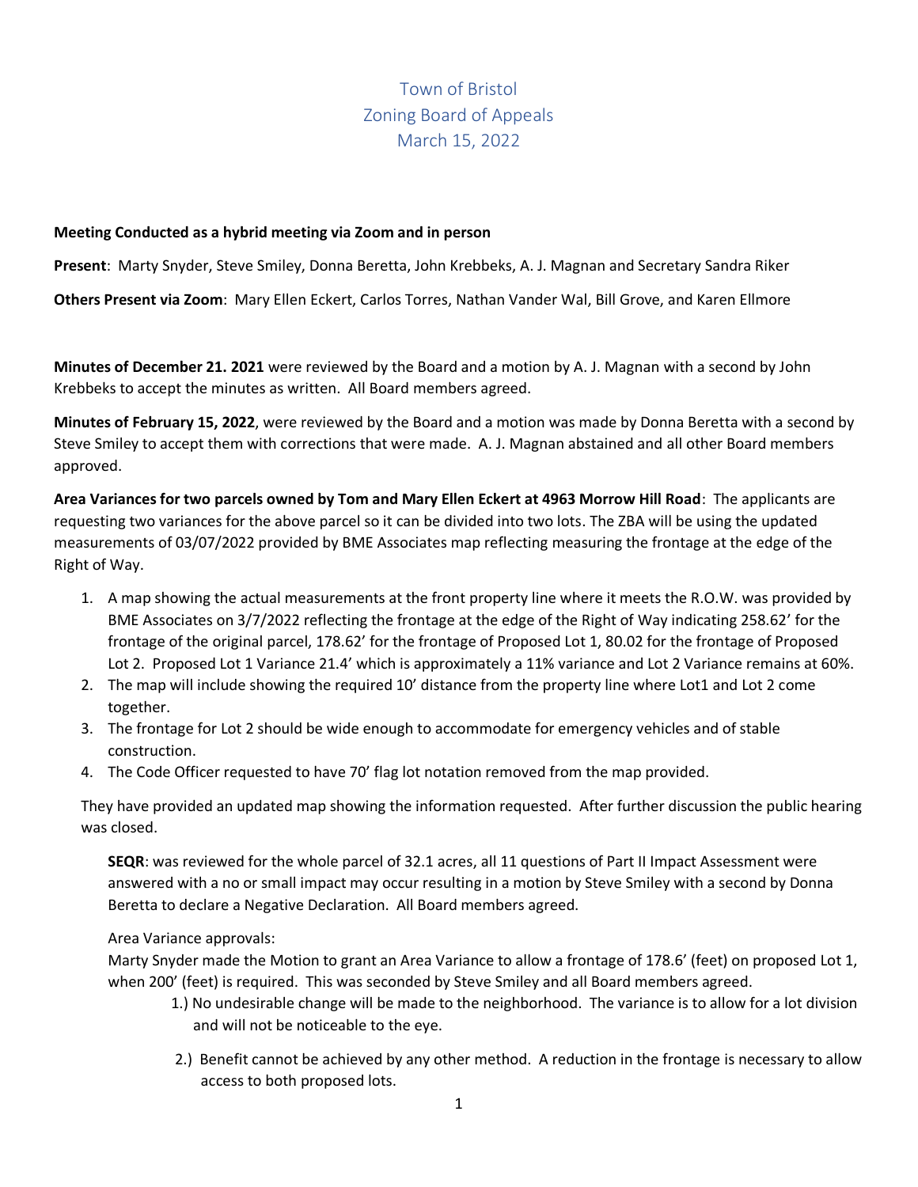# Town of Bristol
# Zoning Board of Appeals
# March 15, 2022

**Meeting Conducted as a hybrid meeting via Zoom and in person**

**Present**: Marty Snyder, Steve Smiley, Donna Beretta, John Krebbeks, A. J. Magnan and Secretary Sandra Riker

**Others Present via Zoom**: Mary Ellen Eckert, Carlos Torres, Nathan Vander Wal, Bill Grove, and Karen Ellmore

**Minutes of December 21. 2021** were reviewed by the Board and a motion by A. J. Magnan with a second by John Krebbeks to accept the minutes as written. All Board members agreed.

**Minutes of February 15, 2022**, were reviewed by the Board and a motion was made by Donna Beretta with a second by Steve Smiley to accept them with corrections that were made. A. J. Magnan abstained and all other Board members approved.

**Area Variances for two parcels owned by Tom and Mary Ellen Eckert at 4963 Morrow Hill Road**: The applicants are requesting two variances for the above parcel so it can be divided into two lots. The ZBA will be using the updated measurements of 03/07/2022 provided by BME Associates map reflecting measuring the frontage at the edge of the Right of Way.

1. A map showing the actual measurements at the front property line where it meets the R.O.W. was provided by BME Associates on 3/7/2022 reflecting the frontage at the edge of the Right of Way indicating 258.62' for the frontage of the original parcel, 178.62' for the frontage of Proposed Lot 1, 80.02 for the frontage of Proposed Lot 2. Proposed Lot 1 Variance 21.4' which is approximately a 11% variance and Lot 2 Variance remains at 60%.
2. The map will include showing the required 10' distance from the property line where Lot1 and Lot 2 come together.
3. The frontage for Lot 2 should be wide enough to accommodate for emergency vehicles and of stable construction.
4. The Code Officer requested to have 70' flag lot notation removed from the map provided.

They have provided an updated map showing the information requested. After further discussion the public hearing was closed.

**SEQR**: was reviewed for the whole parcel of 32.1 acres, all 11 questions of Part II Impact Assessment were answered with a no or small impact may occur resulting in a motion by Steve Smiley with a second by Donna Beretta to declare a Negative Declaration. All Board members agreed.

Area Variance approvals:

Marty Snyder made the Motion to grant an Area Variance to allow a frontage of 178.6' (feet) on proposed Lot 1, when 200' (feet) is required. This was seconded by Steve Smiley and all Board members agreed.

1.) No undesirable change will be made to the neighborhood. The variance is to allow for a lot division and will not be noticeable to the eye.

2.) Benefit cannot be achieved by any other method. A reduction in the frontage is necessary to allow access to both proposed lots.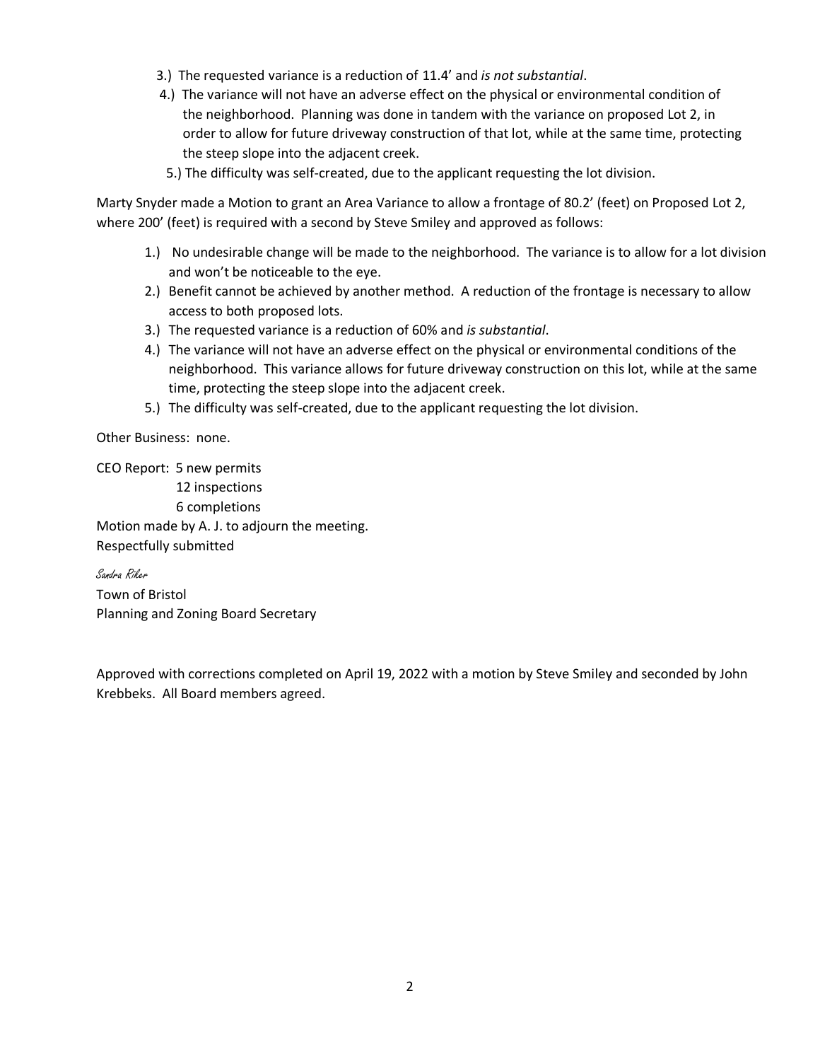3.) The requested variance is a reduction of 11.4' and *is not substantial*.
4.) The variance will not have an adverse effect on the physical or environmental condition of the neighborhood. Planning was done in tandem with the variance on proposed Lot 2, in order to allow for future driveway construction of that lot, while at the same time, protecting the steep slope into the adjacent creek.
5.) The difficulty was self-created, due to the applicant requesting the lot division.

Marty Snyder made a Motion to grant an Area Variance to allow a frontage of 80.2' (feet) on Proposed Lot 2, where 200' (feet) is required with a second by Steve Smiley and approved as follows:

1.) No undesirable change will be made to the neighborhood. The variance is to allow for a lot division and won't be noticeable to the eye.
2.) Benefit cannot be achieved by another method. A reduction of the frontage is necessary to allow access to both proposed lots.
3.) The requested variance is a reduction of 60% and *is substantial*.
4.) The variance will not have an adverse effect on the physical or environmental conditions of the neighborhood. This variance allows for future driveway construction on this lot, while at the same time, protecting the steep slope into the adjacent creek.
5.) The difficulty was self-created, due to the applicant requesting the lot division.

Other Business: none.

CEO Report: 5 new permits
12 inspections
6 completions

Motion made by A. J. to adjourn the meeting.
Respectfully submitted

*Sandra Riker*
Town of Bristol
Planning and Zoning Board Secretary

Approved with corrections completed on April 19, 2022 with a motion by Steve Smiley and seconded by John Krebbeks. All Board members agreed.